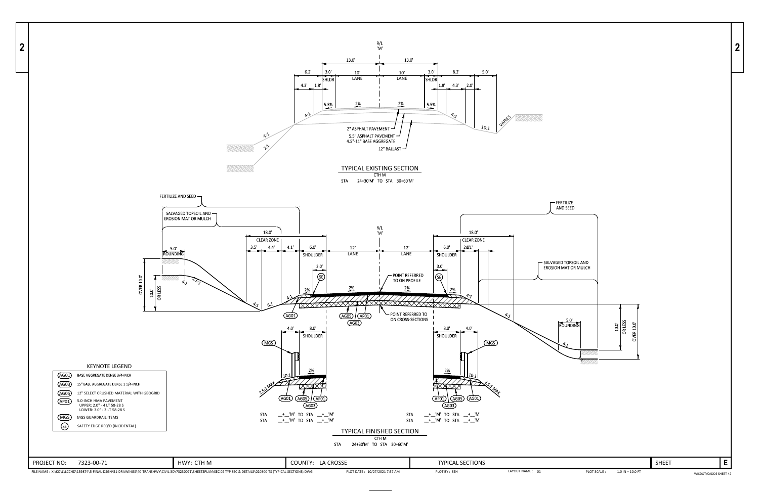# TYPICAL EXISTING SECTION

CTH M

STA 24+30'M' TO STA 30+60'M'

R/L 'M'

13.0' | 13.0'

6.2' | 3.0' SHLDR | 10' LANE | 10' LANE | 3.0' SHLDR | 8.2' | 5.0'

4.3' | 1.8' | 1.8' | 4.3' | 2.0'

5.5% | 2% | 2% | 5.5%

4:1 | 4:1 | 2:1 | 4:1 | 10:1 | VARIES

2" ASPHALT PAVEMENT

5.5" ASPHALT PAVEMENT

4.5"-11" BASE AGGREGATE

12" BALLAST

# TYPICAL FINISHED SECTION

CTH M

STA 24+30'M' TO STA 30+60'M'

FERTILIZE AND SEED

SALVAGED TOPSOIL AND EROSION MAT OR MULCH

R/L 'M'

18.0' CLEAR ZONE | 18.0' CLEAR ZONE

3.5' | 4.4' | 4.1' | 6.0' SHOULDER | 12' LANE | 12' LANE | 6.0' SHOULDER | 2.0' | 4.1'

5.0' ROUNDING

3.0' (SE) | 3.0' (SE)

POINT REFERRED TO ON PROFILE

POINT REFERRED TO ON CROSS-SECTIONS

2% | 2% | 2% | 2%

OVER 10.0' | 10.0' OR LESS

4:1 | 2.5:1 | 4:1 | 6:1 | 4:1 | 4:1 | 4:1 | 4:1

(AG01) (AG05) (AP01) (AG03)

4.0' | 8.0' SHOULDER | 8.0' SHOULDER | 4.0'

(MGS) | (MGS)

10:1 | 2.5:1 MAX | 2% | 2% | 10:1 | 2.5:1 MAX

(AG01) (AG05) (AP01) (AG03)

STA __+__'M' TO STA __+__'M'

STA __+__'M' TO STA __+__'M'

## KEYNOTE LEGEND

- (AG01) BASE AGGREGATE DENSE 3/4-INCH
- (AG03) 15" BASE AGGREGATE DENSE 1 1/4-INCH
- (AG05) 12" SELECT CRUSHED MATERIAL WITH GEOGRID
- (AP01) 5.0-INCH HMA PAVEMENT
  - UPPER: 2.0" - 4 LT 58-28 S
  - LOWER: 3.0" - 3 LT 58-28 S
- (MGS) MGS GUARDRAIL ITEMS
- (SE) SAFETY EDGE REQ'D (INCIDENTAL)

| PROJECT NO: 7323-00-71 | HWY: CTH M | COUNTY: LA CROSSE | TYPICAL SECTIONS | SHEET | E |
|---|---|---|---|---|---|

FILE NAME : X:\KO\L\LCCHD\159874\5-FINAL-DSGN\51-DRAWINGS\40-TRANSHWY\CIVIL 3D\73230071\SHEETSPLAN\SEC 02 TYP SEC & DETAILS\020300-TS (TYPICAL SECTIONS).DWG PLOT DATE : 10/27/2021 7:57 AM PLOT BY : SEH LAYOUT NAME : 01 PLOT SCALE : 1.0 IN = 10.0 FT WISDOT/CADDS SHEET 42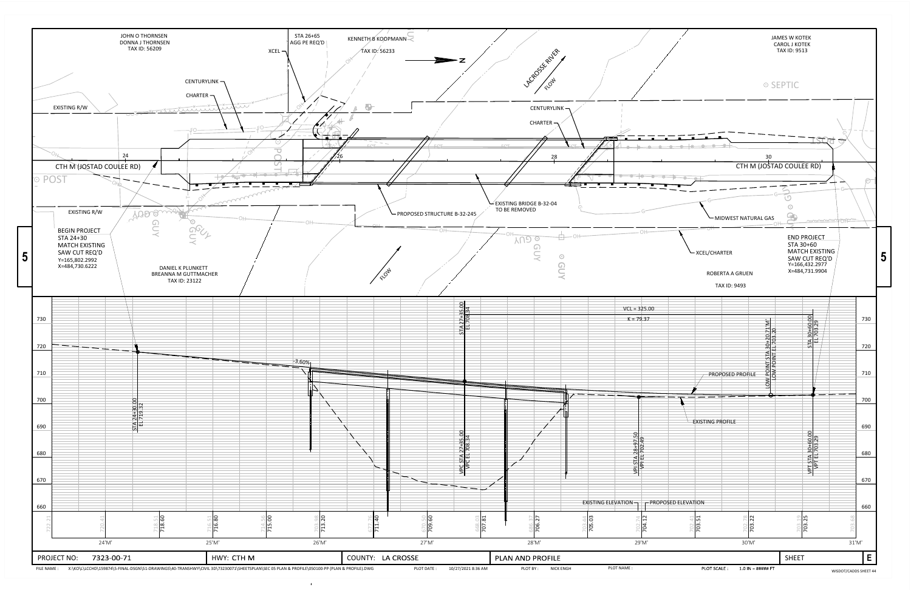JOHN O THORNSEN
DONNA J THORNSEN
TAX ID: 56209

STA 26+65
AGG PE REQ'D

KENNETH B KOOPMANN
TAX ID: 56233

N

LACROSSE RIVER
FLOW

JAMES W KOTEK
CAROL J KOTEK
TAX ID: 9513

SEPTIC

XCEL

CENTURYLINK

CHARTER

EXISTING R/W

CENTURYLINK

CHARTER

24

26

28

30

CTH M (JOSTAD COULEE RD)

CTH M (JOSTAD COULEE RD)

POST

EXISTING R/W

EXISTING BRIDGE B-32-04
TO BE REMOVED

PROPOSED STRUCTURE B-32-245

MIDWEST NATURAL GAS

BEGIN PROJECT
STA 24+30
MATCH EXISTING
SAW CUT REQ'D
Y=165,802.2992
X=484,730.6222

GUY

XCEL/CHARTER

END PROJECT
STA 30+60
MATCH EXISTING
SAW CUT REQ'D
Y=166,432.2977
X=484,731.9904

DANIEL K PLUNKETT
BREANNA M GUTTMACHER
TAX ID: 23122

FLOW

ROBERTA A GRUEN
TAX ID: 9493

5

VCL = 325.00
K = 79.37

STA 27+35.00
EL 708.34

LOW POINT STA 30+20.71 M'
LOW POINT EL 703.20

STA 30+60.00
EL 703.29

-3.60%

PROPOSED PROFILE

EXISTING PROFILE

STA 24+30.00
EL 719.32

VPC STA 27+35.00
VPC EL 708.34

VPI STA 28+97.50
VPI EL 702.49

VPT STA 30+60.00
VPT EL 703.29

EXISTING ELEVATION

PROPOSED ELEVATION

730
720
710
700
690
680
670
660

722.21
720.41
718.51 718.60
716.51 716.80
714.56 715.00
713.20
677.71 711.40
670.50 709.60
668.03 707.81
686.37 706.27
703.44 705.03
703.21 704.12
703.41 703.51
702.78 703.22
703.19 703.25
703.68

24'M'
25'M'
26'M'
27'M'
28'M'
29'M'
30'M'
31'M'

PROJECT NO: 7323-00-71
HWY: CTH M
COUNTY: LA CROSSE
PLAN AND PROFILE
SHEET
E

FILE NAME: X:\KO\L\LCCHD\159874\5-FINAL-DSGN\51-DRAWINGS\40-TRANSHWY\CIVIL 3D\73230071\SHEETSPLAN\SEC 05 PLAN & PROFILE\050100-PP (PLAN & PROFILE).DWG
PLOT DATE: 10/27/2021 8:36 AM
PLOT BY: NICK ENGH
PLOT NAME:
PLOT SCALE: 1.0 IN = ##### FT
WISDOT/CADDS SHEET 44